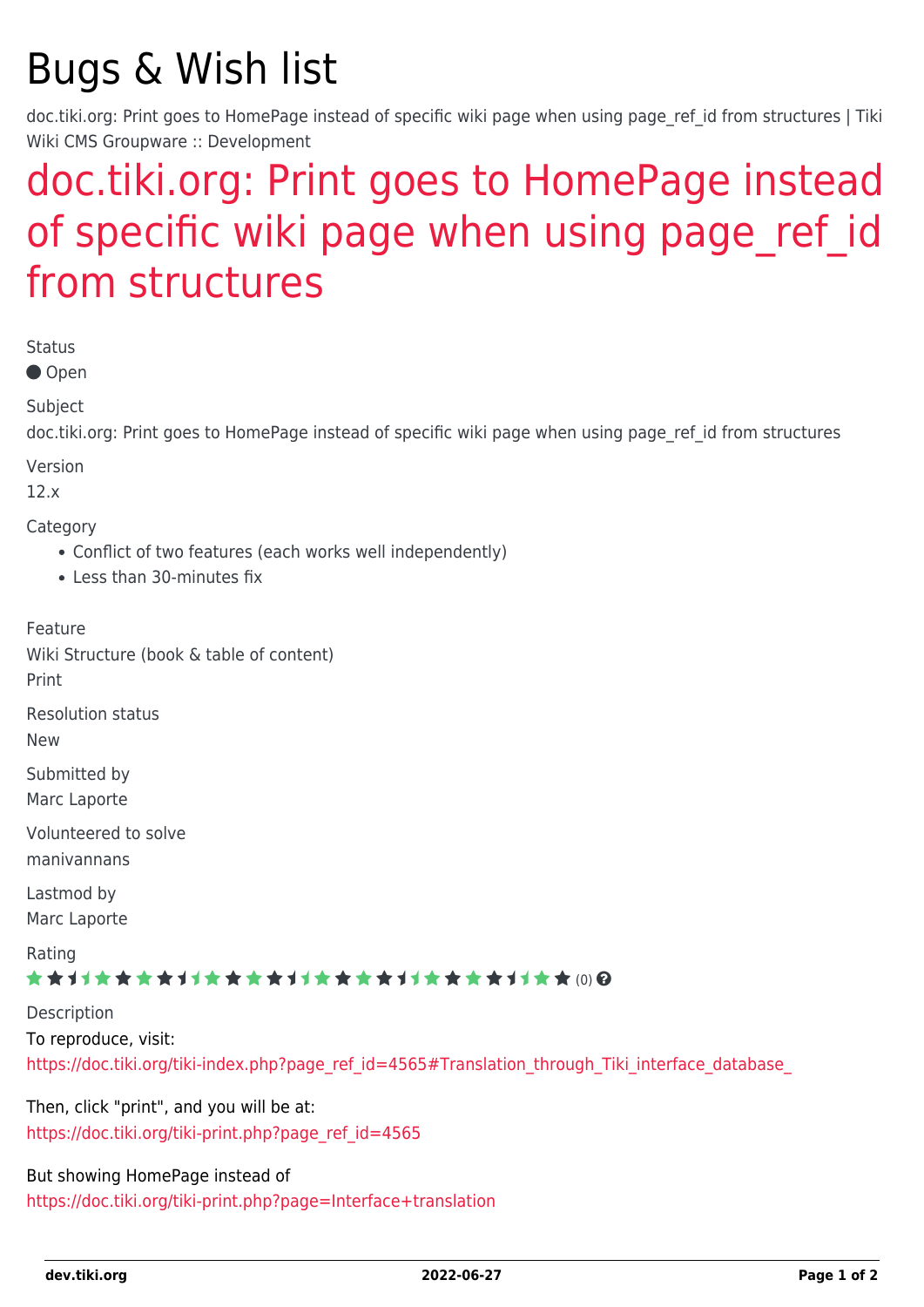# Bugs & Wish list

doc.tiki.org: Print goes to HomePage instead of specific wiki page when using page_ref_id from structures | Tiki Wiki CMS Groupware :: Development

## doc.tiki.org: Print goes to HomePage instead of specific wiki page when using page_ref_id from structures

Status

Open

Subject

doc.tiki.org: Print goes to HomePage instead of specific wiki page when using page_ref_id from structures

Version

12.x

Category

- Conflict of two features (each works well independently)
- Less than 30-minutes fix

Feature

Wiki Structure (book & table of content)

Print

Resolution status

New

Submitted by

Marc Laporte

Volunteered to solve

manivannans

Lastmod by

Marc Laporte

Rating

(0)

Description

To reproduce, visit:

https://doc.tiki.org/tiki-index.php?page_ref_id=4565#Translation_through_Tiki_interface_database_

Then, click "print", and you will be at:

https://doc.tiki.org/tiki-print.php?page_ref_id=4565

But showing HomePage instead of

https://doc.tiki.org/tiki-print.php?page=Interface+translation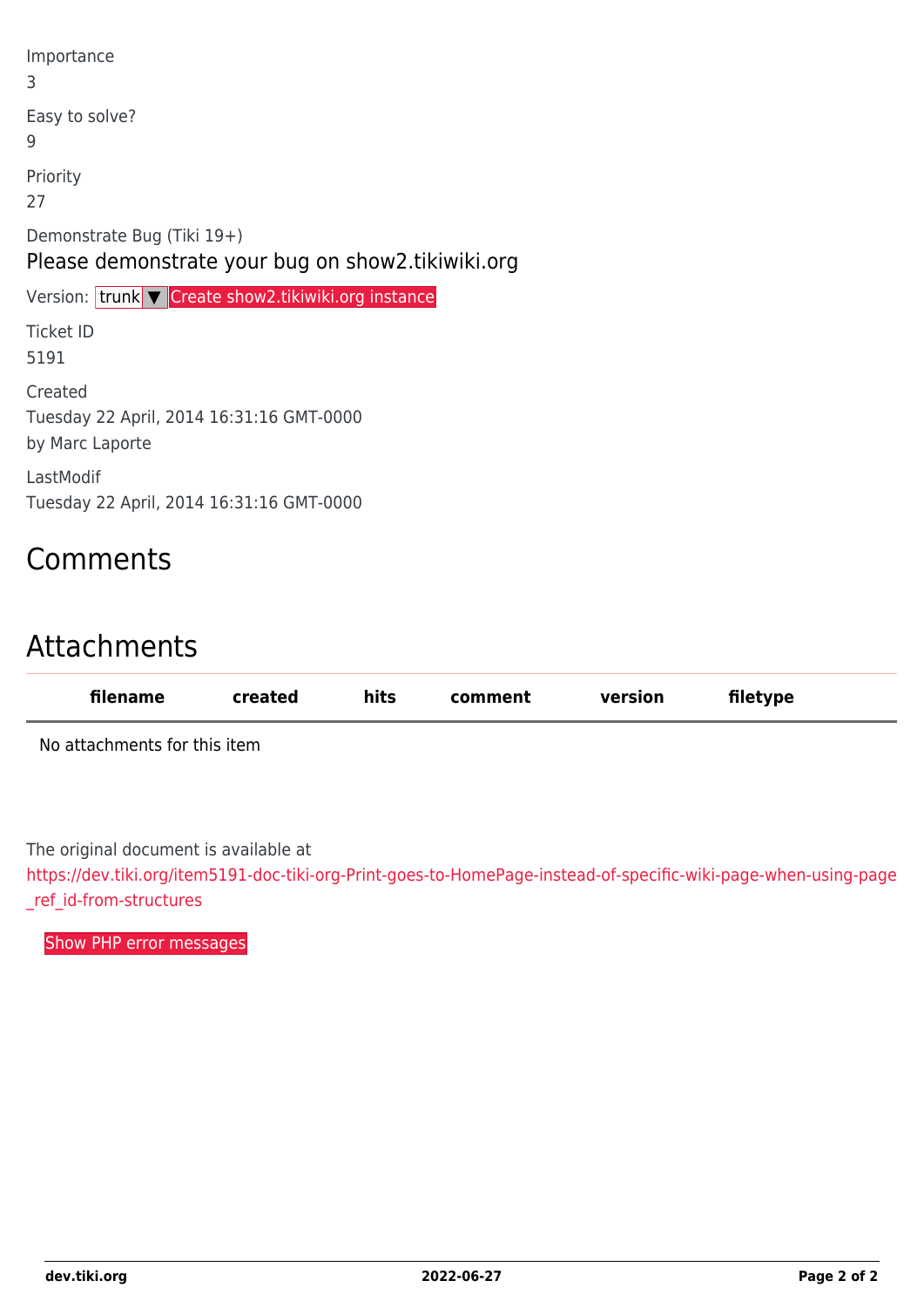Importance

3

Easy to solve?

9

Priority

27

Demonstrate Bug (Tiki 19+)

Please demonstrate your bug on show2.tikiwiki.org

Version: trunk ▼ Create show2.tikiwiki.org instance

Ticket ID

5191

Created

Tuesday 22 April, 2014 16:31:16 GMT-0000

by Marc Laporte

LastModif

Tuesday 22 April, 2014 16:31:16 GMT-0000

## Comments

## Attachments

| filename | created | hits | comment | version | filetype |
|---|---|---|---|---|---|
| No attachments for this item | | | | | |

The original document is available at https://dev.tiki.org/item5191-doc-tiki-org-Print-goes-to-HomePage-instead-of-specific-wiki-page-when-using-page_ref_id-from-structures

Show PHP error messages